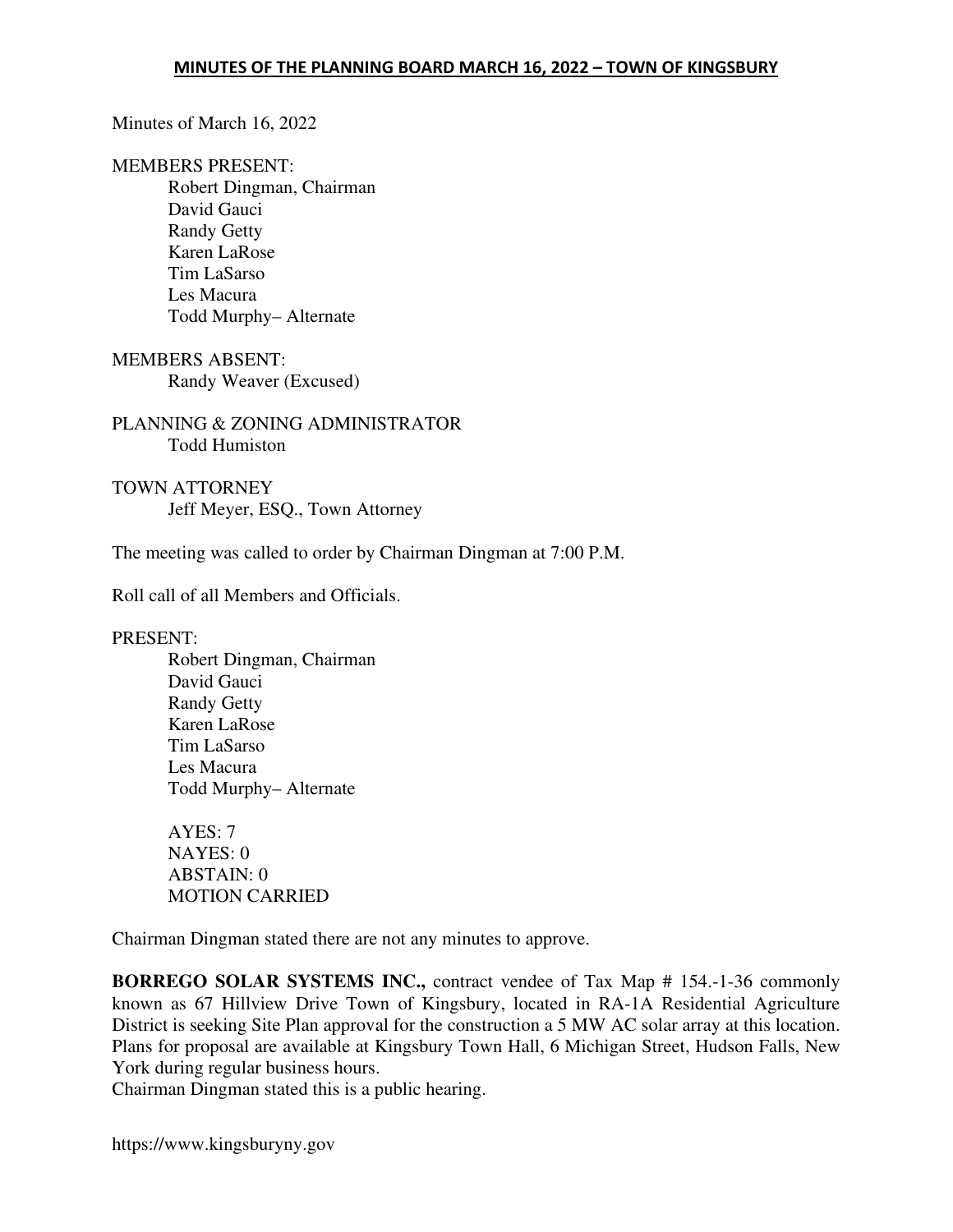# MINUTES OF THE PLANNING BOARD MARCH 16, 2022 – TOWN OF KINGSBURY

Minutes of March 16, 2022

MEMBERS PRESENT:

- Robert Dingman, Chairman
- David Gauci
- Randy Getty
- Karen LaRose
- Tim LaSarso
- Les Macura
- Todd Murphy– Alternate

MEMBERS ABSENT:

- Randy Weaver (Excused)

PLANNING & ZONING ADMINISTRATOR

- Todd Humiston

TOWN ATTORNEY

- Jeff Meyer, ESQ., Town Attorney

The meeting was called to order by Chairman Dingman at 7:00 P.M.

Roll call of all Members and Officials.

PRESENT:

- Robert Dingman, Chairman
- David Gauci
- Randy Getty
- Karen LaRose
- Tim LaSarso
- Les Macura
- Todd Murphy– Alternate

AYES: 7
NAYES: 0
ABSTAIN: 0
MOTION CARRIED

Chairman Dingman stated there are not any minutes to approve.

**BORREGO SOLAR SYSTEMS INC.,** contract vendee of Tax Map # 154.-1-36 commonly known as 67 Hillview Drive Town of Kingsbury, located in RA-1A Residential Agriculture District is seeking Site Plan approval for the construction a 5 MW AC solar array at this location. Plans for proposal are available at Kingsbury Town Hall, 6 Michigan Street, Hudson Falls, New York during regular business hours.
Chairman Dingman stated this is a public hearing.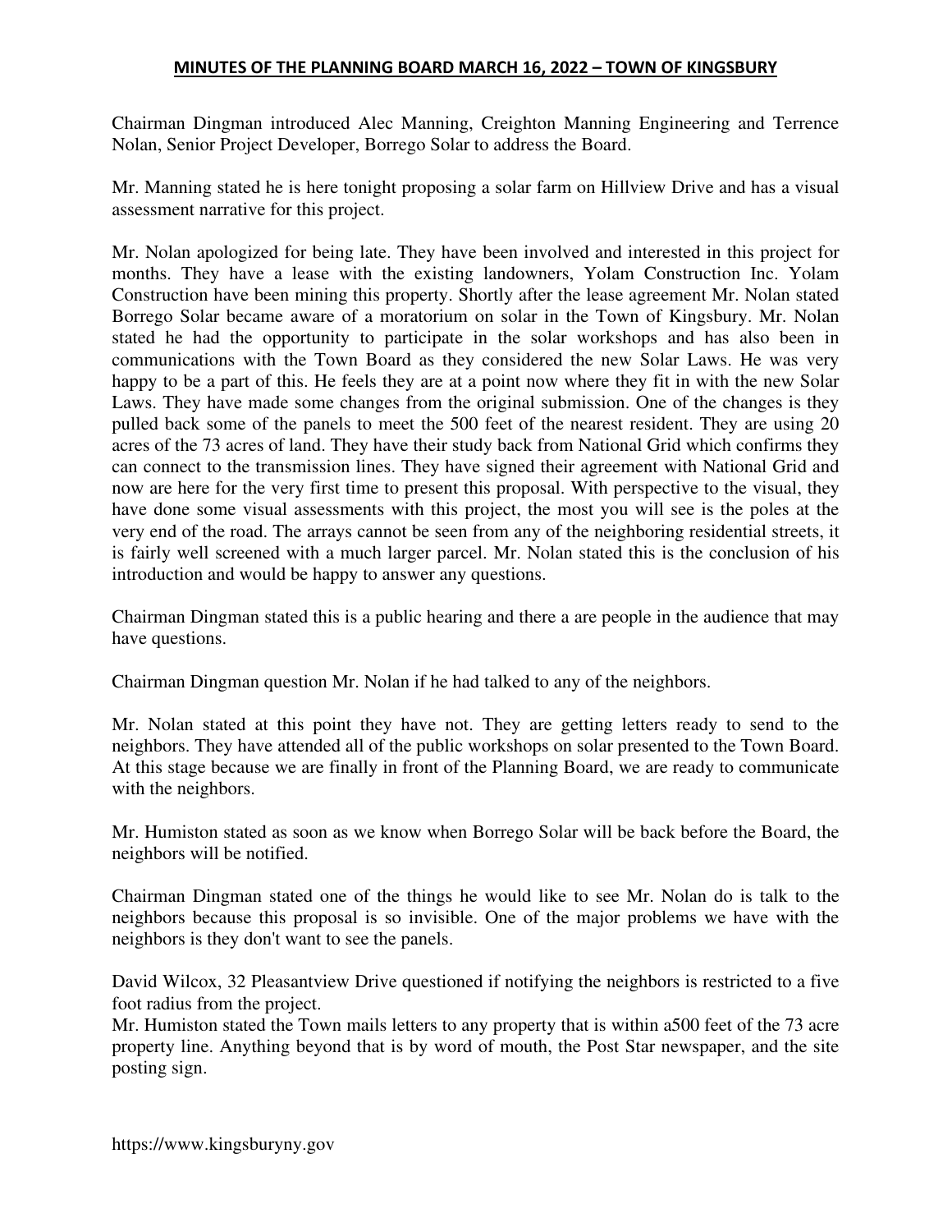Chairman Dingman introduced Alec Manning, Creighton Manning Engineering and Terrence Nolan, Senior Project Developer, Borrego Solar to address the Board.

Mr. Manning stated he is here tonight proposing a solar farm on Hillview Drive and has a visual assessment narrative for this project.

Mr. Nolan apologized for being late. They have been involved and interested in this project for months. They have a lease with the existing landowners, Yolam Construction Inc. Yolam Construction have been mining this property. Shortly after the lease agreement Mr. Nolan stated Borrego Solar became aware of a moratorium on solar in the Town of Kingsbury. Mr. Nolan stated he had the opportunity to participate in the solar workshops and has also been in communications with the Town Board as they considered the new Solar Laws. He was very happy to be a part of this. He feels they are at a point now where they fit in with the new Solar Laws. They have made some changes from the original submission. One of the changes is they pulled back some of the panels to meet the 500 feet of the nearest resident. They are using 20 acres of the 73 acres of land. They have their study back from National Grid which confirms they can connect to the transmission lines. They have signed their agreement with National Grid and now are here for the very first time to present this proposal. With perspective to the visual, they have done some visual assessments with this project, the most you will see is the poles at the very end of the road. The arrays cannot be seen from any of the neighboring residential streets, it is fairly well screened with a much larger parcel. Mr. Nolan stated this is the conclusion of his introduction and would be happy to answer any questions.

Chairman Dingman stated this is a public hearing and there a are people in the audience that may have questions.

Chairman Dingman question Mr. Nolan if he had talked to any of the neighbors.

Mr. Nolan stated at this point they have not. They are getting letters ready to send to the neighbors. They have attended all of the public workshops on solar presented to the Town Board. At this stage because we are finally in front of the Planning Board, we are ready to communicate with the neighbors.

Mr. Humiston stated as soon as we know when Borrego Solar will be back before the Board, the neighbors will be notified.

Chairman Dingman stated one of the things he would like to see Mr. Nolan do is talk to the neighbors because this proposal is so invisible. One of the major problems we have with the neighbors is they don't want to see the panels.

David Wilcox, 32 Pleasantview Drive questioned if notifying the neighbors is restricted to a five foot radius from the project.

Mr. Humiston stated the Town mails letters to any property that is within a500 feet of the 73 acre property line. Anything beyond that is by word of mouth, the Post Star newspaper, and the site posting sign.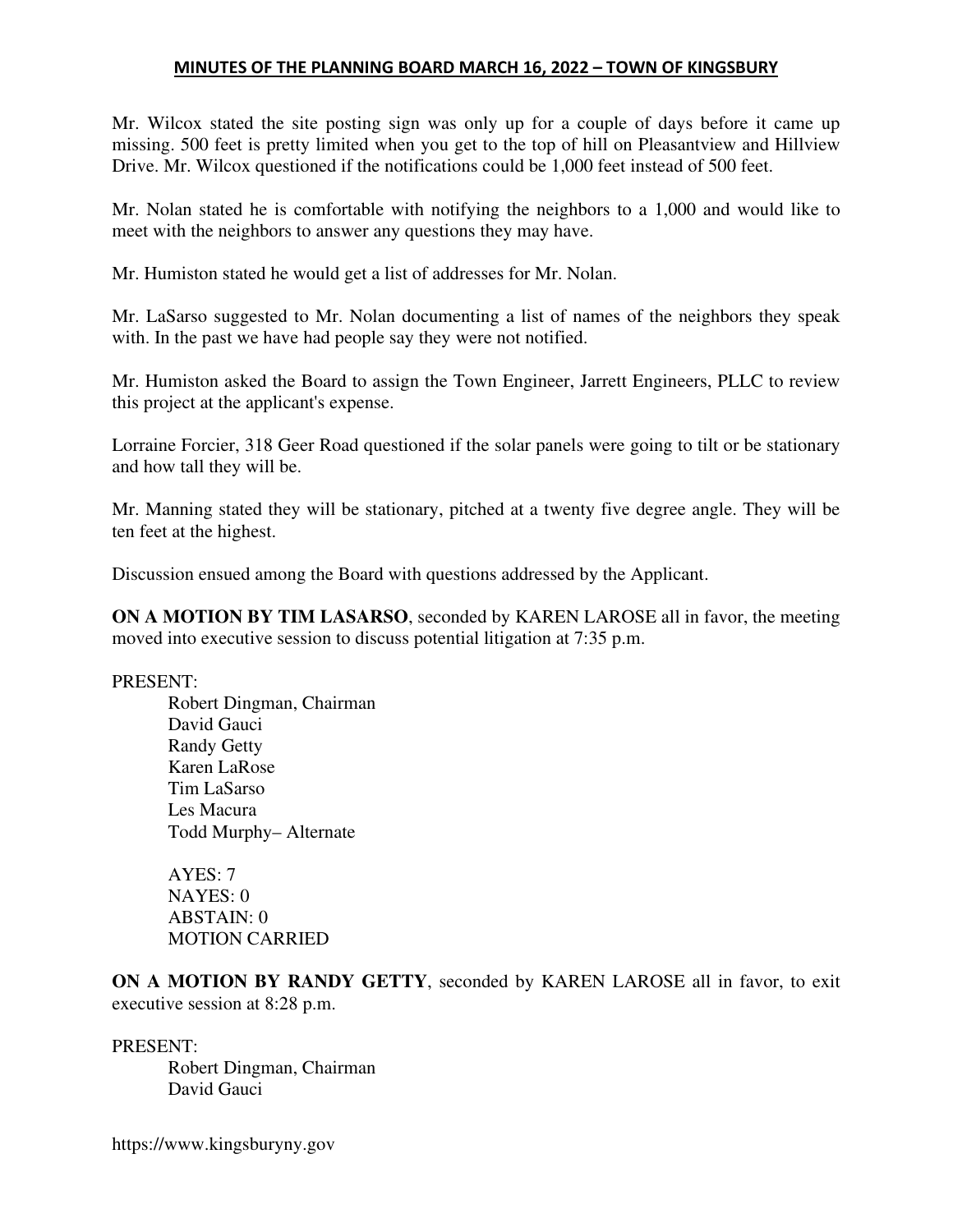Mr. Wilcox stated the site posting sign was only up for a couple of days before it came up missing. 500 feet is pretty limited when you get to the top of hill on Pleasantview and Hillview Drive. Mr. Wilcox questioned if the notifications could be 1,000 feet instead of 500 feet.

Mr. Nolan stated he is comfortable with notifying the neighbors to a 1,000 and would like to meet with the neighbors to answer any questions they may have.

Mr. Humiston stated he would get a list of addresses for Mr. Nolan.

Mr. LaSarso suggested to Mr. Nolan documenting a list of names of the neighbors they speak with. In the past we have had people say they were not notified.

Mr. Humiston asked the Board to assign the Town Engineer, Jarrett Engineers, PLLC to review this project at the applicant's expense.

Lorraine Forcier, 318 Geer Road questioned if the solar panels were going to tilt or be stationary and how tall they will be.

Mr. Manning stated they will be stationary, pitched at a twenty five degree angle. They will be ten feet at the highest.

Discussion ensued among the Board with questions addressed by the Applicant.

**ON A MOTION BY TIM LASARSO**, seconded by KAREN LAROSE all in favor, the meeting moved into executive session to discuss potential litigation at 7:35 p.m.

PRESENT:

Robert Dingman, Chairman
David Gauci
Randy Getty
Karen LaRose
Tim LaSarso
Les Macura
Todd Murphy– Alternate

AYES: 7
NAYES: 0
ABSTAIN: 0
MOTION CARRIED

**ON A MOTION BY RANDY GETTY**, seconded by KAREN LAROSE all in favor, to exit executive session at 8:28 p.m.

PRESENT:

Robert Dingman, Chairman
David Gauci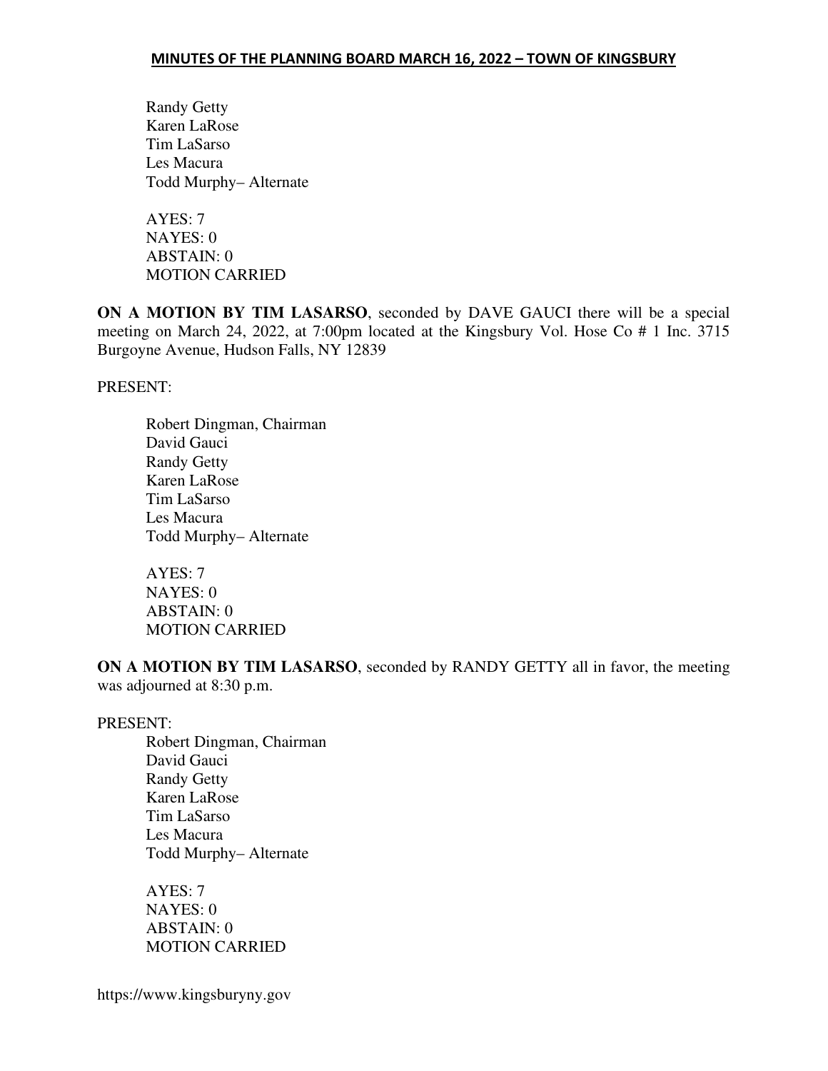Randy Getty
Karen LaRose
Tim LaSarso
Les Macura
Todd Murphy– Alternate

AYES: 7
NAYES: 0
ABSTAIN: 0
MOTION CARRIED

**ON A MOTION BY TIM LASARSO**, seconded by DAVE GAUCI there will be a special meeting on March 24, 2022, at 7:00pm located at the Kingsbury Vol. Hose Co # 1 Inc. 3715 Burgoyne Avenue, Hudson Falls, NY 12839

PRESENT:

Robert Dingman, Chairman
David Gauci
Randy Getty
Karen LaRose
Tim LaSarso
Les Macura
Todd Murphy– Alternate

AYES: 7
NAYES: 0
ABSTAIN: 0
MOTION CARRIED

**ON A MOTION BY TIM LASARSO**, seconded by RANDY GETTY all in favor, the meeting was adjourned at 8:30 p.m.

PRESENT:

Robert Dingman, Chairman
David Gauci
Randy Getty
Karen LaRose
Tim LaSarso
Les Macura
Todd Murphy– Alternate

AYES: 7
NAYES: 0
ABSTAIN: 0
MOTION CARRIED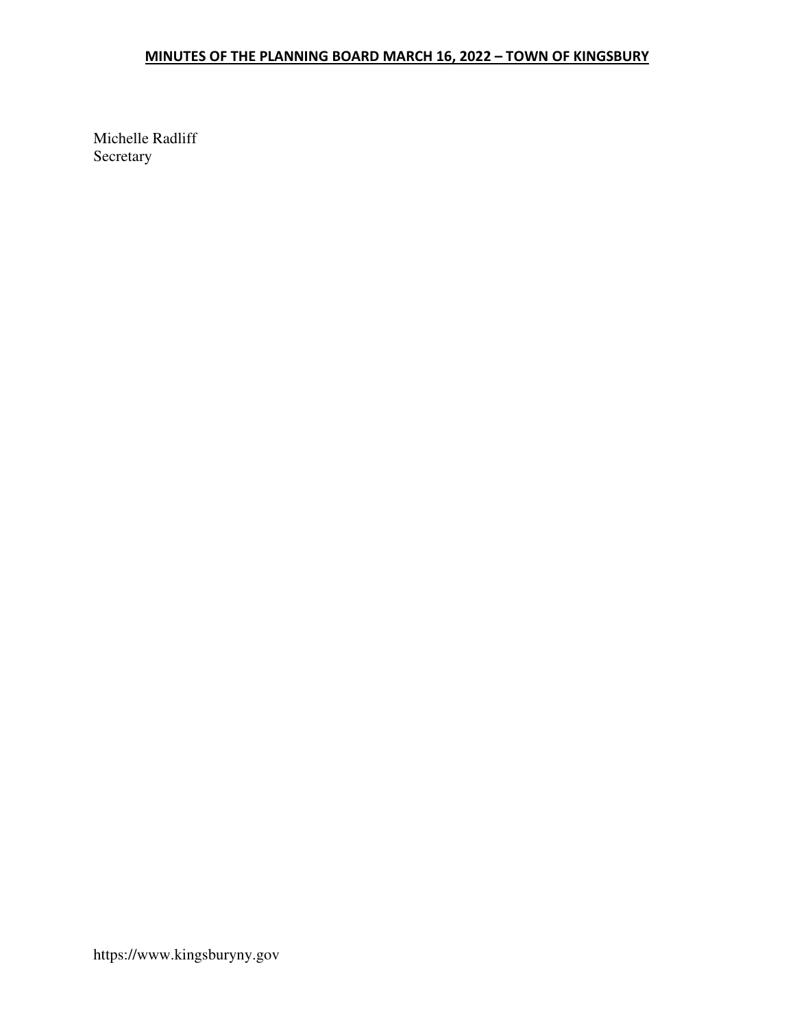Michelle Radliff
Secretary